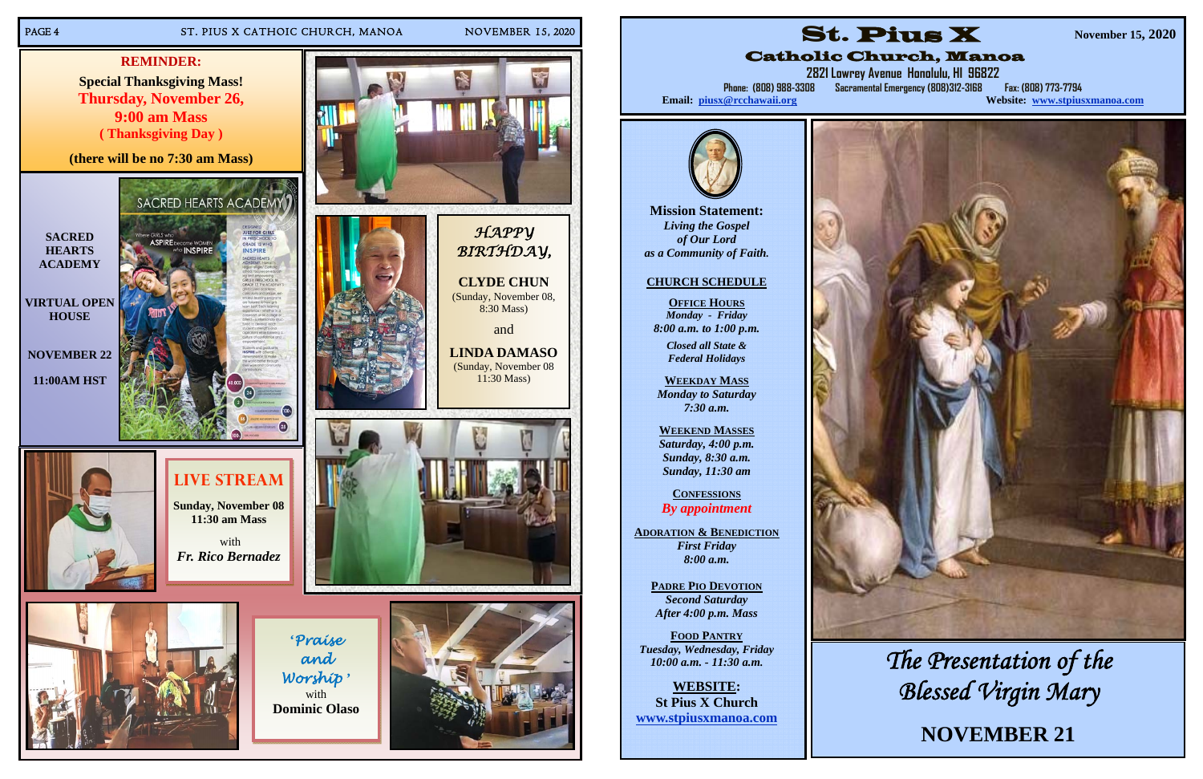**REMINDER:**

**Special Thanksgiving Mass!**

**Thursday, November 26,**

**9:00 am Mass**

**( Thanksgiving Day )**

**(there will be no 7:30 am Mass)**

**SACRED HEARTS ACADEMY**

**VIRTUAL OPEN HOUSE**

**NOVEMBER 22**

**11:00AM HST**

*HAPPY BIRTHDAY,*

**CLYDE CHUN**
(Sunday, November 08, 8:30 Mass)

and

**LINDA DAMASO**
(Sunday, November 08 11:30 Mass)

## LIVE STREAM

**Sunday, November 08**
**11:30 am Mass**

with

***Fr. Rico Bernadez***

*'Praise and Worship'*
with
**Dominic Olaso**

# St. Pius X

## Catholic Church, Manoa

**November 15, 2020**

2821 Lowrey Avenue Honolulu, HI 96822

Phone: (808) 988-3308 Sacramental Emergency (808)312-3168 Fax: (808) 773-7794

**Email: piusx@rcchawaii.org** **Website: www.stpiusxmanoa.com**

**Mission Statement:**
*Living the Gospel of Our Lord as a Community of Faith.*

**CHURCH SCHEDULE**

**OFFICE HOURS**
*Monday - Friday*
*8:00 a.m. to 1:00 p.m.*
*Closed all State & Federal Holidays*

**WEEKDAY MASS**
*Monday to Saturday*
*7:30 a.m.*

**WEEKEND MASSES**
*Saturday, 4:00 p.m.*
*Sunday, 8:30 a.m.*
*Sunday, 11:30 am*

**CONFESSIONS**
*By appointment*

**ADORATION & BENEDICTION**
*First Friday*
*8:00 a.m.*

**PADRE PIO DEVOTION**
*Second Saturday*
*After 4:00 p.m. Mass*

**FOOD PANTRY**
*Tuesday, Wednesday, Friday*
*10:00 a.m. - 11:30 a.m.*

**WEBSITE:**
**St Pius X Church**
**www.stpiusxmanoa.com**

*The Presentation of the Blessed Virgin Mary*

**NOVEMBER 21**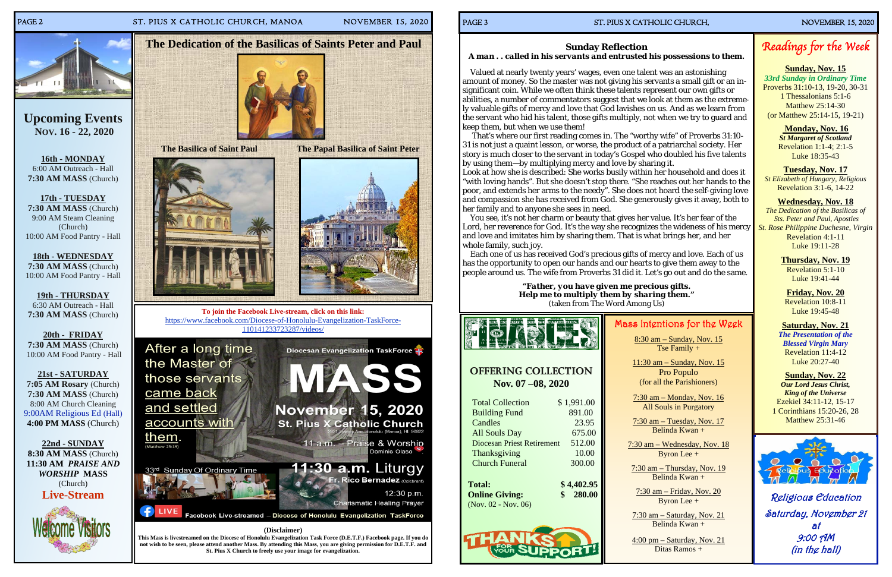## Upcoming Events

### Nov. 16 - 22, 2020

**16th - MONDAY**
6:00 AM Outreach - Hall
**7:30 AM MASS** (Church)

**17th - TUESDAY**
**7:30 AM MASS** (Church)
9:00 AM Steam Cleaning (Church)
10:00 AM Food Pantry - Hall

**18th - WEDNESDAY**
**7:30 AM MASS** (Church)
10:00 AM Food Pantry - Hall

**19th - THURSDAY**
6:30 AM Outreach - Hall
**7:30 AM MASS** (Church)

**20th - FRIDAY**
**7:30 AM MASS** (Church)
10:00 AM Food Pantry - Hall

**21st - SATURDAY**
**7:05 AM Rosary** (Church)
**7:30 AM MASS** (Church)
8:00 AM Church Cleaning
9:00AM Religious Ed (Hall)
**4:00 PM MASS** (Church)

**22nd - SUNDAY**
**8:30 AM MASS** (Church)
**11:30 AM *PRAISE AND WORSHIP* MASS** (Church)
**Live-Stream**

Welcome Visitors

## The Dedication of the Basilicas of Saints Peter and Paul

**The Basilica of Saint Paul**

**The Papal Basilica of Saint Peter**

**To join the Facebook Live-stream, click on this link:**
https://www.facebook.com/Diocese-of-Honolulu-Evangelization-TaskForce-110141233723287/videos/

After a long time the Master of those servants came back and settled accounts with them. (Matthew 25:19)

Diocesan Evangelization TaskForce

MASS
November 15, 2020
St. Pius X Catholic Church

11 a.m. - Praise & Worship
Dominic Olaso

33rd Sunday Of Ordinary Time

11:30 a.m. Liturgy
Fr. Rico Bernadez (Celebrant)

12:30 p.m.
Charismatic Healing Prayer

LIVE
Facebook Live-streamed – Diocese of Honolulu Evangelization TaskForce

**(Disclaimer)**
**This Mass is livestreamed on the Diocese of Honolulu Evangelization Task Force (D.E.T.F.) Facebook page. If you do not wish to be seen, please attend another Mass. By attending this Mass, you are giving permission for D.E.T.F. and St. Pius X Church to freely use your image for evangelization.**

## Sunday Reflection

***A man . . called in his servants and entrusted his possessions to them.***

Valued at nearly twenty years' wages, even one talent was an astonishing amount of money. So the master was not giving his servants a small gift or an insignificant coin. While we often think these talents represent our own gifts or abilities, a number of commentators suggest that we look at them as the extremely valuable gifts of mercy and love that God lavishes on us. And as we learn from the servant who hid his talent, those gifts multiply, not when we try to guard and keep them, but when we use them!

That's where our first reading comes in. The "worthy wife" of Proverbs 31:10-31 is not just a quaint lesson, or worse, the product of a patriarchal society. Her story is much closer to the servant in today's Gospel who doubled his five talents by using them—by multiplying mercy and love by sharing it.
Look at how she is described: She works busily within her household and does it "with loving hands". But she doesn't stop there. "She reaches out her hands to the poor, and extends her arms to the needy". She does not hoard the self-giving love and compassion she has received from God. She generously gives it away, both to her family and to anyone she sees in need.

You see, it's not her charm or beauty that gives her value. It's her fear of the Lord, her reverence for God. It's the way she recognizes the wideness of his mercy and love and imitates him by sharing them. That is what brings her, and her whole family, such joy.

Each one of us has received God's precious gifts of mercy and love. Each of us has the opportunity to open our hands and our hearts to give them away to the people around us. The wife from Proverbs 31 did it. Let's go out and do the same.

***"Father, you have given me precious gifts. Help me to multiply them by sharing them."***
(taken from The Word Among Us)

FINANCES

### OFFERING COLLECTION
### Nov. 07 –08, 2020

| | |
|---|---|
| Total Collection | $ 1,991.00 |
| Building Fund | 891.00 |
| Candles | 23.95 |
| All Souls Day | 675.00 |
| Diocesan Priest Retirement | 512.00 |
| Thanksgiving | 10.00 |
| Church Funeral | 300.00 |
| **Total:** | **$ 4,402.95** |
| **Online Giving:** (Nov. 02 - Nov. 06) | **$ 280.00** |

THANKS FOR YOUR SUPPORT!

## Mass Intentions for the Week

8:30 am – Sunday, Nov. 15
Tse Family +

11:30 am – Sunday, Nov. 15
Pro Populo
(for all the Parishioners)

7:30 am – Monday, Nov. 16
All Souls in Purgatory

7:30 am – Tuesday, Nov. 17
Belinda Kwan +

7:30 am – Wednesday, Nov. 18
Byron Lee +

7:30 am – Thursday, Nov. 19
Belinda Kwan +

7:30 am – Friday, Nov. 20
Byron Lee +

7:30 am – Saturday, Nov. 21
Belinda Kwan +

4:00 pm – Saturday, Nov. 21
Ditas Ramos +

## Readings for the Week

**Sunday, Nov. 15**
*33rd Sunday in Ordinary Time*
Proverbs 31:10-13, 19-20, 30-31
1 Thessalonians 5:1-6
Matthew 25:14-30
(or Matthew 25:14-15, 19-21)

**Monday, Nov. 16**
*St Margaret of Scotland*
Revelation 1:1-4; 2:1-5
Luke 18:35-43

**Tuesday, Nov. 17**
*St Elizabeth of Hungary, Religious*
Revelation 3:1-6, 14-22

**Wednesday, Nov. 18**
*The Dedication of the Basilicas of Sts. Peter and Paul, Apostles*
*St. Rose Philippine Duchesne, Virgin*
Revelation 4:1-11
Luke 19:11-28

**Thursday, Nov. 19**
Revelation 5:1-10
Luke 19:41-44

**Friday, Nov. 20**
Revelation 10:8-11
Luke 19:45-48

**Saturday, Nov. 21**
*The Presentation of the Blessed Virgin Mary*
Revelation 11:4-12
Luke 20:27-40

**Sunday, Nov. 22**
*Our Lord Jesus Christ, King of the Universe*
Ezekiel 34:11-12, 15-17
1 Corinthians 15:20-26, 28
Matthew 25:31-46

Religious Education

*Religious Education*
*Saturday, November 21*
*at*
*9:00 AM*
*(in the hall)*